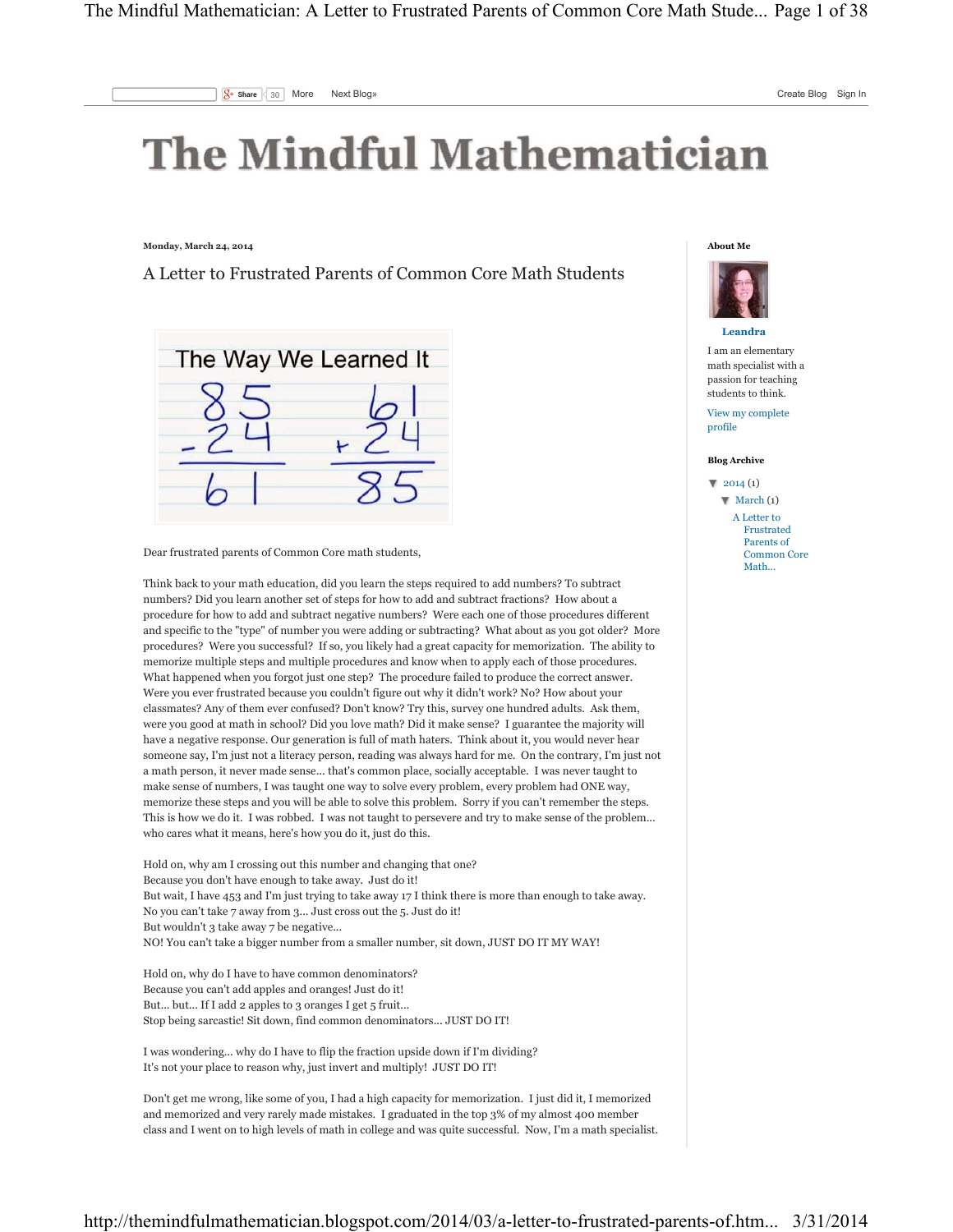# The Mindful Mathematician

Monday, March 24, 2014

## A Letter to Frustrated Parents of Common Core Math Students

The Way We Learned It

```
  85        61
 -24       +24
 ---       ---
  61        85
```

Dear frustrated parents of Common Core math students,

Think back to your math education, did you learn the steps required to add numbers? To subtract numbers? Did you learn another set of steps for how to add and subtract fractions? How about a procedure for how to add and subtract negative numbers? Were each one of those procedures different and specific to the "type" of number you were adding or subtracting? What about as you got older? More procedures? Were you successful? If so, you likely had a great capacity for memorization. The ability to memorize multiple steps and multiple procedures and know when to apply each of those procedures. What happened when you forgot just one step? The procedure failed to produce the correct answer. Were you ever frustrated because you couldn't figure out why it didn't work? No? How about your classmates? Any of them ever confused? Don't know? Try this, survey one hundred adults. Ask them, were you good at math in school? Did you love math? Did it make sense? I guarantee the majority will have a negative response. Our generation is full of math haters. Think about it, you would never hear someone say, I'm just not a literacy person, reading was always hard for me. On the contrary, I'm just not a math person, it never made sense... that's common place, socially acceptable. I was never taught to make sense of numbers, I was taught one way to solve every problem, every problem had ONE way, memorize these steps and you will be able to solve this problem. Sorry if you can't remember the steps. This is how we do it. I was robbed. I was not taught to persevere and try to make sense of the problem... who cares what it means, here's how you do it, just do this.

Hold on, why am I crossing out this number and changing that one?
Because you don't have enough to take away. Just do it!
But wait, I have 453 and I'm just trying to take away 17 I think there is more than enough to take away.
No you can't take 7 away from 3... Just cross out the 5. Just do it!
But wouldn't 3 take away 7 be negative...
NO! You can't take a bigger number from a smaller number, sit down, JUST DO IT MY WAY!

Hold on, why do I have to have common denominators?
Because you can't add apples and oranges! Just do it!
But... but... If I add 2 apples to 3 oranges I get 5 fruit...
Stop being sarcastic! Sit down, find common denominators... JUST DO IT!

I was wondering... why do I have to flip the fraction upside down if I'm dividing?
It's not your place to reason why, just invert and multiply! JUST DO IT!

Don't get me wrong, like some of you, I had a high capacity for memorization. I just did it, I memorized and memorized and very rarely made mistakes. I graduated in the top 3% of my almost 400 member class and I went on to high levels of math in college and was quite successful. Now, I'm a math specialist.

**About Me**

**Leandra**

I am an elementary math specialist with a passion for teaching students to think.

View my complete profile

**Blog Archive**

- 2014 (1)
  - March (1)
    - A Letter to Frustrated Parents of Common Core Math...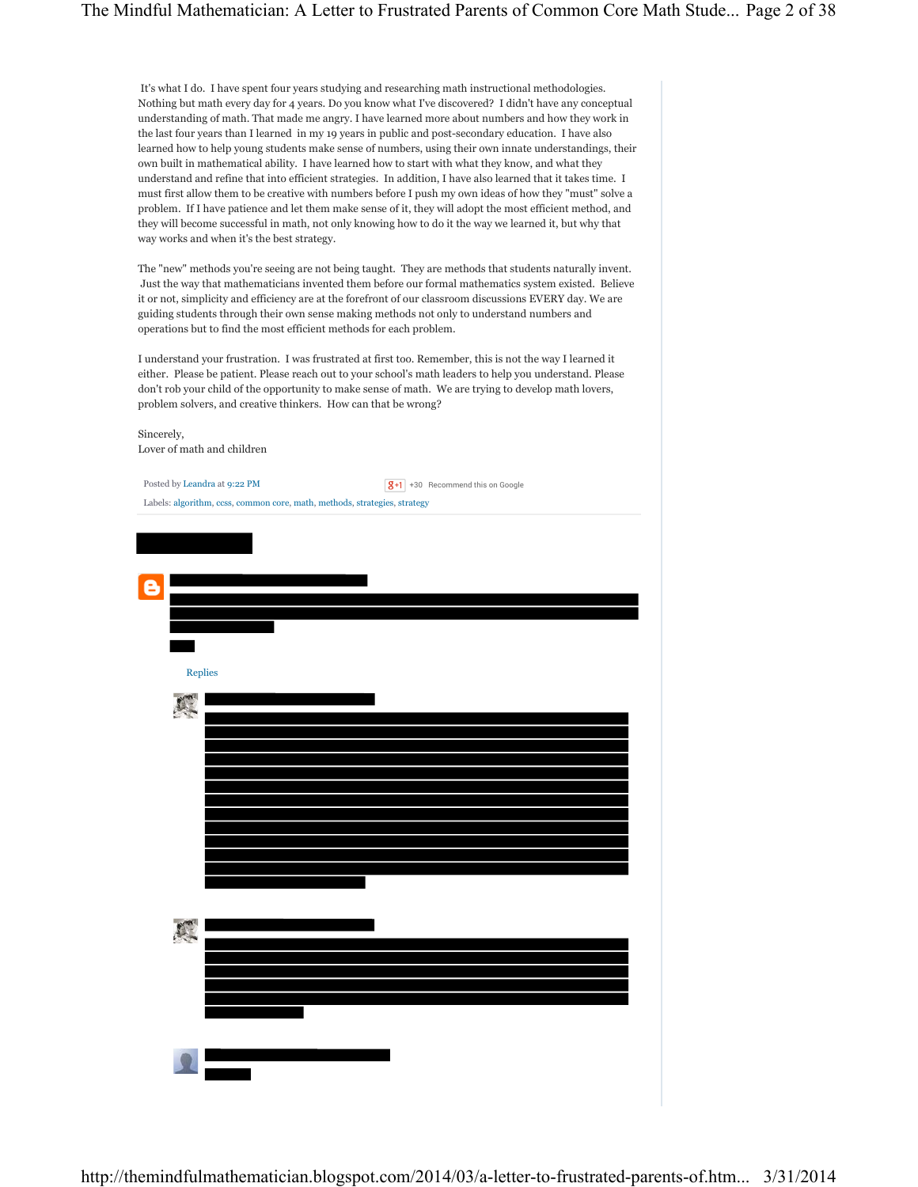It's what I do. I have spent four years studying and researching math instructional methodologies. Nothing but math every day for 4 years. Do you know what I've discovered? I didn't have any conceptual understanding of math. That made me angry. I have learned more about numbers and how they work in the last four years than I learned in my 19 years in public and post-secondary education. I have also learned how to help young students make sense of numbers, using their own innate understandings, their own built in mathematical ability. I have learned how to start with what they know, and what they understand and refine that into efficient strategies. In addition, I have also learned that it takes time. I must first allow them to be creative with numbers before I push my own ideas of how they "must" solve a problem. If I have patience and let them make sense of it, they will adopt the most efficient method, and they will become successful in math, not only knowing how to do it the way we learned it, but why that way works and when it's the best strategy.

The "new" methods you're seeing are not being taught. They are methods that students naturally invent. Just the way that mathematicians invented them before our formal mathematics system existed. Believe it or not, simplicity and efficiency are at the forefront of our classroom discussions EVERY day. We are guiding students through their own sense making methods not only to understand numbers and operations but to find the most efficient methods for each problem.

I understand your frustration. I was frustrated at first too. Remember, this is not the way I learned it either. Please be patient. Please reach out to your school's math leaders to help you understand. Please don't rob your child of the opportunity to make sense of math. We are trying to develop math lovers, problem solvers, and creative thinkers. How can that be wrong?

Sincerely,
Lover of math and children

Posted by Leandra at 9:22 PM

+1 +30 Recommend this on Google

Labels: algorithm, ccss, common core, math, methods, strategies, strategy

Replies